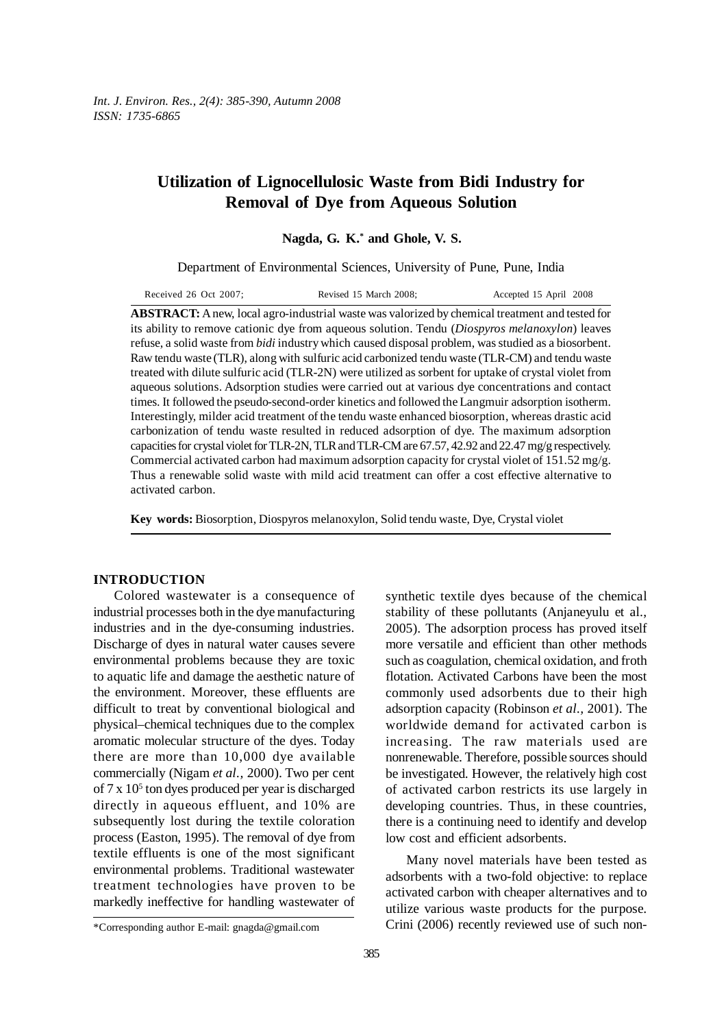# Utilization of Lignocellulosic Waste from Bidi Industry for Removal of Dye from Aqueous Solution

**Nagda, G. K.* and Ghole, V. S.**

Department of Environmental Sciences, University of Pune, Pune, India

Received 26 Oct 2007; Revised 15 March 2008; Accepted 15 April 2008

**ABSTRACT:** A new, local agro-industrial waste was valorized by chemical treatment and tested for its ability to remove cationic dye from aqueous solution. Tendu (*Diospyros melanoxylon*) leaves refuse, a solid waste from *bidi* industry which caused disposal problem, was studied as a biosorbent. Raw tendu waste (TLR), along with sulfuric acid carbonized tendu waste (TLR-CM) and tendu waste treated with dilute sulfuric acid (TLR-2N) were utilized as sorbent for uptake of crystal violet from aqueous solutions. Adsorption studies were carried out at various dye concentrations and contact times. It followed the pseudo-second-order kinetics and followed the Langmuir adsorption isotherm. Interestingly, milder acid treatment of the tendu waste enhanced biosorption, whereas drastic acid carbonization of tendu waste resulted in reduced adsorption of dye. The maximum adsorption capacities for crystal violet for TLR-2N, TLR and TLR-CM are 67.57, 42.92 and 22.47 mg/g respectively. Commercial activated carbon had maximum adsorption capacity for crystal violet of 151.52 mg/g. Thus a renewable solid waste with mild acid treatment can offer a cost effective alternative to activated carbon.

**Key words:** Biosorption, Diospyros melanoxylon, Solid tendu waste, Dye, Crystal violet

## INTRODUCTION

Colored wastewater is a consequence of industrial processes both in the dye manufacturing industries and in the dye-consuming industries. Discharge of dyes in natural water causes severe environmental problems because they are toxic to aquatic life and damage the aesthetic nature of the environment. Moreover, these effluents are difficult to treat by conventional biological and physical–chemical techniques due to the complex aromatic molecular structure of the dyes. Today there are more than 10,000 dye available commercially (Nigam *et al.,* 2000). Two per cent of $7 \times 10^5$ ton dyes produced per year is discharged directly in aqueous effluent, and 10% are subsequently lost during the textile coloration process (Easton, 1995). The removal of dye from textile effluents is one of the most significant environmental problems. Traditional wastewater treatment technologies have proven to be markedly ineffective for handling wastewater of synthetic textile dyes because of the chemical stability of these pollutants (Anjaneyulu et al., 2005). The adsorption process has proved itself more versatile and efficient than other methods such as coagulation, chemical oxidation, and froth flotation. Activated Carbons have been the most commonly used adsorbents due to their high adsorption capacity (Robinson *et al.,* 2001). The worldwide demand for activated carbon is increasing. The raw materials used are nonrenewable. Therefore, possible sources should be investigated. However, the relatively high cost of activated carbon restricts its use largely in developing countries. Thus, in these countries, there is a continuing need to identify and develop low cost and efficient adsorbents.

Many novel materials have been tested as adsorbents with a two-fold objective: to replace activated carbon with cheaper alternatives and to utilize various waste products for the purpose. Crini (2006) recently reviewed use of such non-

*Corresponding author E-mail: gnagda@gmail.com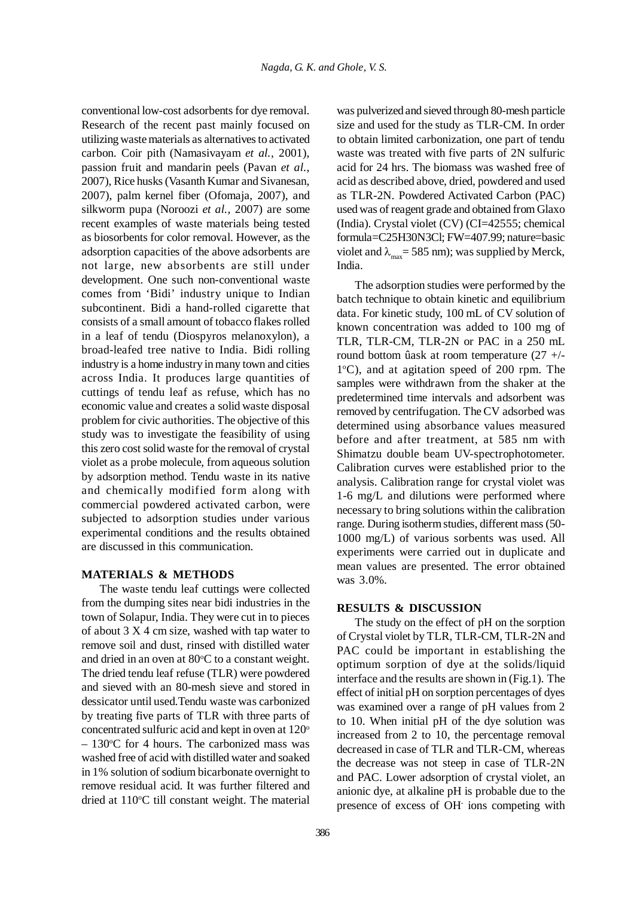conventional low-cost adsorbents for dye removal. Research of the recent past mainly focused on utilizing waste materials as alternatives to activated carbon. Coir pith (Namasivayam *et al.,* 2001), passion fruit and mandarin peels (Pavan *et al.,* 2007), Rice husks (Vasanth Kumar and Sivanesan, 2007), palm kernel fiber (Ofomaja, 2007), and silkworm pupa (Noroozi *et al.,* 2007) are some recent examples of waste materials being tested as biosorbents for color removal. However, as the adsorption capacities of the above adsorbents are not large, new absorbents are still under development. One such non-conventional waste comes from 'Bidi' industry unique to Indian subcontinent. Bidi a hand-rolled cigarette that consists of a small amount of tobacco flakes rolled in a leaf of tendu (Diospyros melanoxylon), a broad-leafed tree native to India. Bidi rolling industry is a home industry in many town and cities across India. It produces large quantities of cuttings of tendu leaf as refuse, which has no economic value and creates a solid waste disposal problem for civic authorities. The objective of this study was to investigate the feasibility of using this zero cost solid waste for the removal of crystal violet as a probe molecule, from aqueous solution by adsorption method. Tendu waste in its native and chemically modified form along with commercial powdered activated carbon, were subjected to adsorption studies under various experimental conditions and the results obtained are discussed in this communication.

## MATERIALS & METHODS

The waste tendu leaf cuttings were collected from the dumping sites near bidi industries in the town of Solapur, India. They were cut in to pieces of about 3 X 4 cm size, washed with tap water to remove soil and dust, rinsed with distilled water and dried in an oven at 80°C to a constant weight. The dried tendu leaf refuse (TLR) were powdered and sieved with an 80-mesh sieve and stored in dessicator until used.Tendu waste was carbonized by treating five parts of TLR with three parts of concentrated sulfuric acid and kept in oven at 120° – 130°C for 4 hours. The carbonized mass was washed free of acid with distilled water and soaked in 1% solution of sodium bicarbonate overnight to remove residual acid. It was further filtered and dried at 110°C till constant weight. The material was pulverized and sieved through 80-mesh particle size and used for the study as TLR-CM. In order to obtain limited carbonization, one part of tendu waste was treated with five parts of 2N sulfuric acid for 24 hrs. The biomass was washed free of acid as described above, dried, powdered and used as TLR-2N. Powdered Activated Carbon (PAC) used was of reagent grade and obtained from Glaxo (India). Crystal violet (CV) (CI=42555; chemical formula=$C_{25}H_{30}N_3Cl$; FW=407.99; nature=basic violet and $\lambda_{max}$= 585 nm); was supplied by Merck, India.

The adsorption studies were performed by the batch technique to obtain kinetic and equilibrium data. For kinetic study, 100 mL of CV solution of known concentration was added to 100 mg of TLR, TLR-CM, TLR-2N or PAC in a 250 mL round bottom ûask at room temperature (27 +/- 1°C), and at agitation speed of 200 rpm. The samples were withdrawn from the shaker at the predetermined time intervals and adsorbent was removed by centrifugation. The CV adsorbed was determined using absorbance values measured before and after treatment, at 585 nm with Shimatzu double beam UV-spectrophotometer. Calibration curves were established prior to the analysis. Calibration range for crystal violet was 1-6 mg/L and dilutions were performed where necessary to bring solutions within the calibration range. During isotherm studies, different mass (50-1000 mg/L) of various sorbents was used. All experiments were carried out in duplicate and mean values are presented. The error obtained was 3.0%.

## RESULTS & DISCUSSION

The study on the effect of pH on the sorption of Crystal violet by TLR, TLR-CM, TLR-2N and PAC could be important in establishing the optimum sorption of dye at the solids/liquid interface and the results are shown in (Fig.1). The effect of initial pH on sorption percentages of dyes was examined over a range of pH values from 2 to 10. When initial pH of the dye solution was increased from 2 to 10, the percentage removal decreased in case of TLR and TLR-CM, whereas the decrease was not steep in case of TLR-2N and PAC. Lower adsorption of crystal violet, an anionic dye, at alkaline pH is probable due to the presence of excess of $OH^-$ ions competing with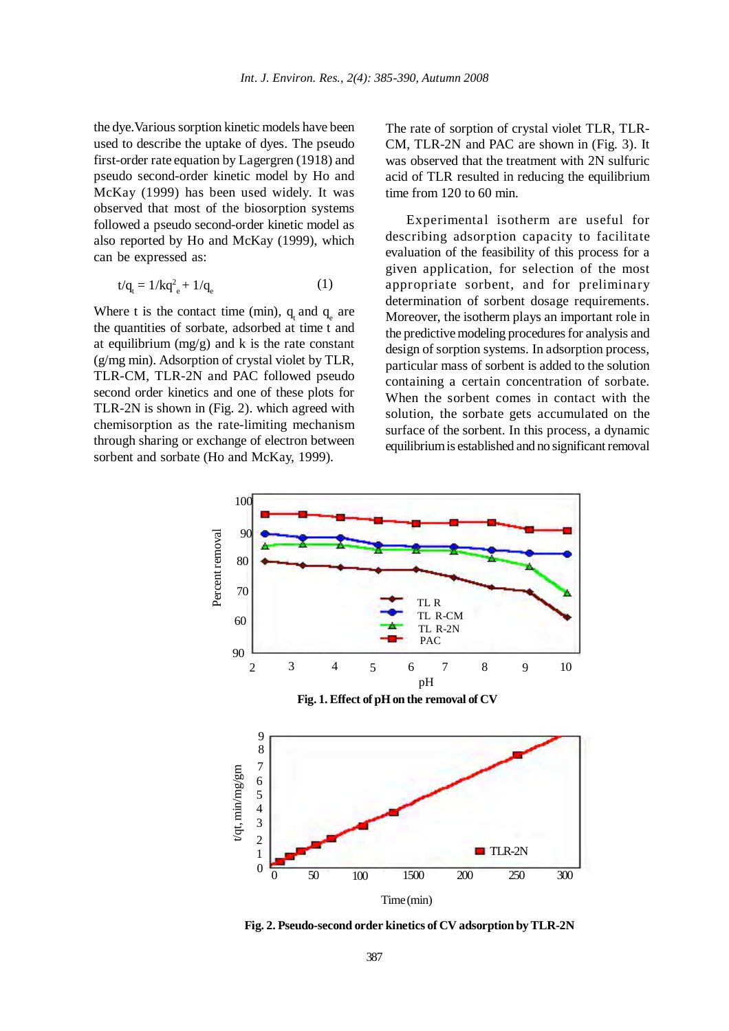the dye. Various sorption kinetic models have been used to describe the uptake of dyes. The pseudo first-order rate equation by Lagergren (1918) and pseudo second-order kinetic model by Ho and McKay (1999) has been used widely. It was observed that most of the biosorption systems followed a pseudo second-order kinetic model as also reported by Ho and McKay (1999), which can be expressed as:

$$t/q_t = 1/kq_e^2 + 1/q_e \qquad (1)$$

Where t is the contact time (min), $q_t$ and $q_e$ are the quantities of sorbate, adsorbed at time t and at equilibrium (mg/g) and k is the rate constant (g/mg min). Adsorption of crystal violet by TLR, TLR-CM, TLR-2N and PAC followed pseudo second order kinetics and one of these plots for TLR-2N is shown in (Fig. 2). which agreed with chemisorption as the rate-limiting mechanism through sharing or exchange of electron between sorbent and sorbate (Ho and McKay, 1999).

The rate of sorption of crystal violet TLR, TLR-CM, TLR-2N and PAC are shown in (Fig. 3). It was observed that the treatment with 2N sulfuric acid of TLR resulted in reducing the equilibrium time from 120 to 60 min.

Experimental isotherm are useful for describing adsorption capacity to facilitate evaluation of the feasibility of this process for a given application, for selection of the most appropriate sorbent, and for preliminary determination of sorbent dosage requirements. Moreover, the isotherm plays an important role in the predictive modeling procedures for analysis and design of sorption systems. In adsorption process, particular mass of sorbent is added to the solution containing a certain concentration of sorbate. When the sorbent comes in contact with the solution, the sorbate gets accumulated on the surface of the sorbent. In this process, a dynamic equilibrium is established and no significant removal

**Fig. 1. Effect of pH on the removal of CV**

**Fig. 2. Pseudo-second order kinetics of CV adsorption by TLR-2N**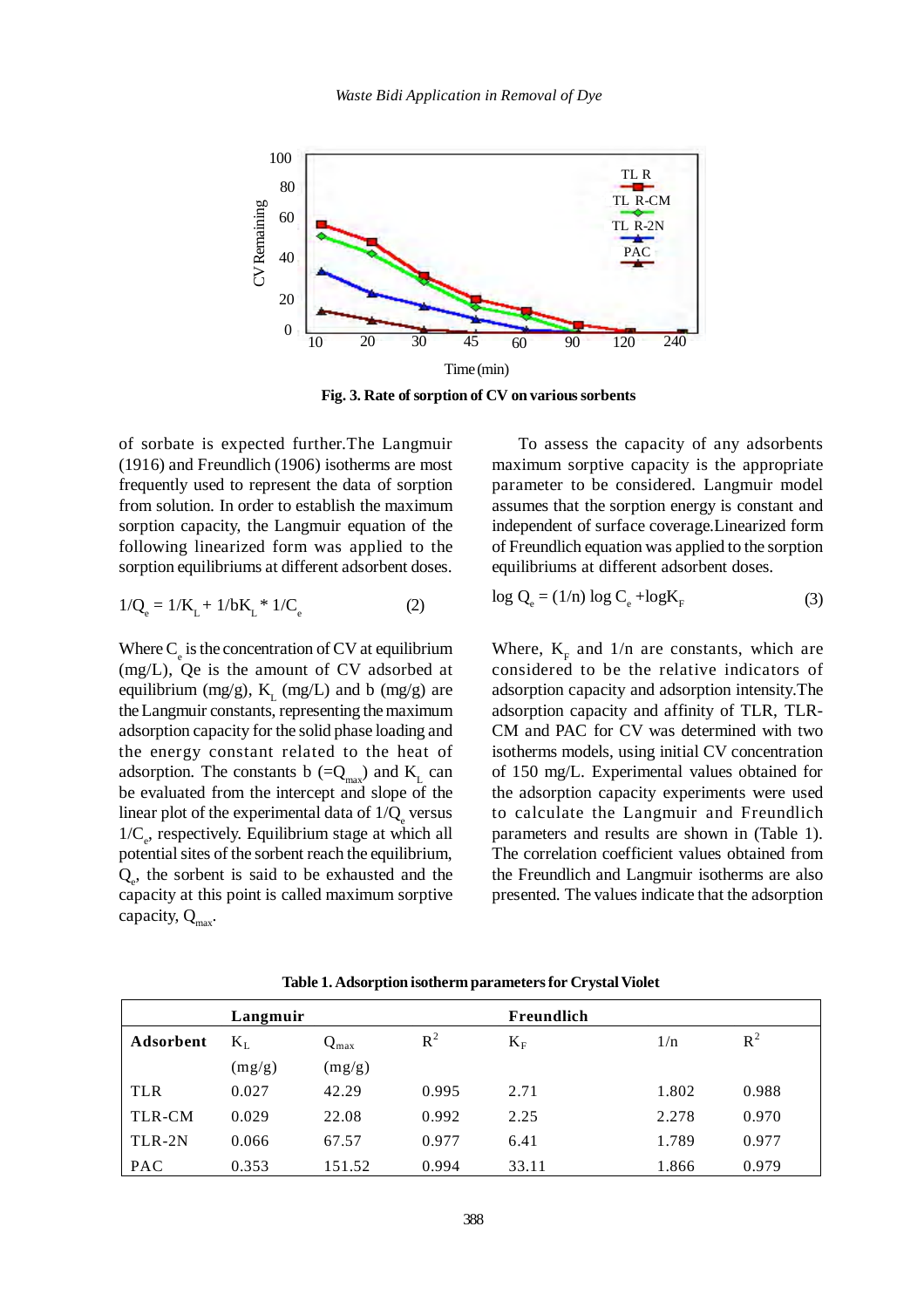**Fig. 3. Rate of sorption of CV on various sorbents**

of sorbate is expected further.The Langmuir (1916) and Freundlich (1906) isotherms are most frequently used to represent the data of sorption from solution. In order to establish the maximum sorption capacity, the Langmuir equation of the following linearized form was applied to the sorption equilibriums at different adsorbent doses.

$$1/Q_e = 1/K_L + 1/bK_L * 1/C_e \quad (2)$$

Where $C_e$ is the concentration of CV at equilibrium (mg/L), Qe is the amount of CV adsorbed at equilibrium (mg/g), $K_L$ (mg/L) and b (mg/g) are the Langmuir constants, representing the maximum adsorption capacity for the solid phase loading and the energy constant related to the heat of adsorption. The constants b ($=Q_{max}$) and $K_L$ can be evaluated from the intercept and slope of the linear plot of the experimental data of $1/Q_e$ versus $1/C_e$, respectively. Equilibrium stage at which all potential sites of the sorbent reach the equilibrium, $Q_e$, the sorbent is said to be exhausted and the capacity at this point is called maximum sorptive capacity, $Q_{max}$.

To assess the capacity of any adsorbents maximum sorptive capacity is the appropriate parameter to be considered. Langmuir model assumes that the sorption energy is constant and independent of surface coverage.Linearized form of Freundlich equation was applied to the sorption equilibriums at different adsorbent doses.

$$\log Q_e = (1/n) \log C_e + \log K_F \quad (3)$$

Where, $K_F$ and 1/n are constants, which are considered to be the relative indicators of adsorption capacity and adsorption intensity.The adsorption capacity and affinity of TLR, TLR-CM and PAC for CV was determined with two isotherms models, using initial CV concentration of 150 mg/L. Experimental values obtained for the adsorption capacity experiments were used to calculate the Langmuir and Freundlich parameters and results are shown in (Table 1). The correlation coefficient values obtained from the Freundlich and Langmuir isotherms are also presented. The values indicate that the adsorption

**Table 1. Adsorption isotherm parameters for Crystal Violet**

| | Langmuir | | | Freundlich | | |
|---|---|---|---|---|---|---|
| **Adsorbent** | $K_L$ (mg/g) | $Q_{max}$ (mg/g) | $R^2$ | $K_F$ | 1/n | $R^2$ |
| TLR | 0.027 | 42.29 | 0.995 | 2.71 | 1.802 | 0.988 |
| TLR-CM | 0.029 | 22.08 | 0.992 | 2.25 | 2.278 | 0.970 |
| TLR-2N | 0.066 | 67.57 | 0.977 | 6.41 | 1.789 | 0.977 |
| PAC | 0.353 | 151.52 | 0.994 | 33.11 | 1.866 | 0.979 |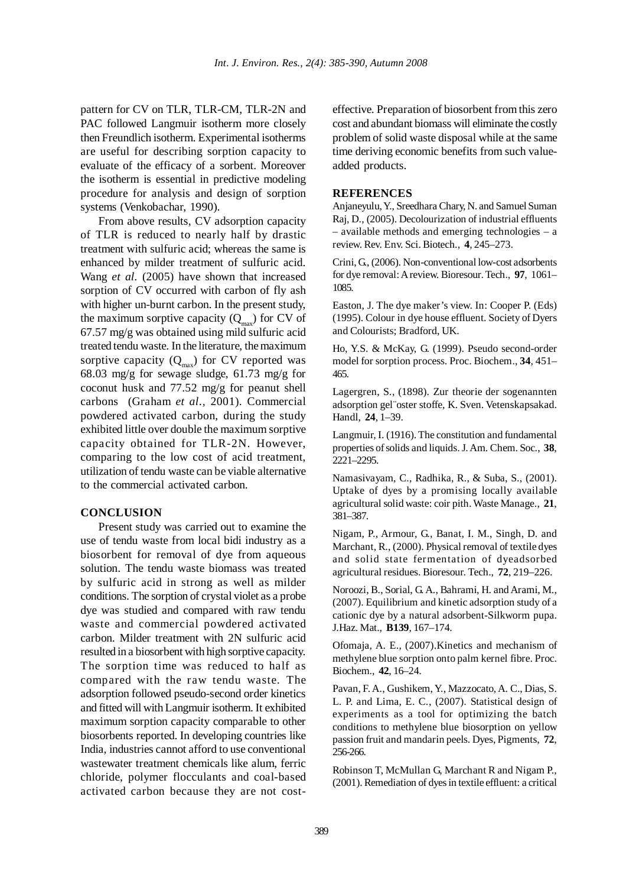pattern for CV on TLR, TLR-CM, TLR-2N and PAC followed Langmuir isotherm more closely then Freundlich isotherm. Experimental isotherms are useful for describing sorption capacity to evaluate of the efficacy of a sorbent. Moreover the isotherm is essential in predictive modeling procedure for analysis and design of sorption systems (Venkobachar, 1990).

From above results, CV adsorption capacity of TLR is reduced to nearly half by drastic treatment with sulfuric acid; whereas the same is enhanced by milder treatment of sulfuric acid. Wang *et al*. (2005) have shown that increased sorption of CV occurred with carbon of fly ash with higher un-burnt carbon. In the present study, the maximum sorptive capacity ($Q_{max}$) for CV of 67.57 mg/g was obtained using mild sulfuric acid treated tendu waste. In the literature, the maximum sorptive capacity ($Q_{max}$) for CV reported was 68.03 mg/g for sewage sludge, 61.73 mg/g for coconut husk and 77.52 mg/g for peanut shell carbons (Graham *et al.*, 2001). Commercial powdered activated carbon, during the study exhibited little over double the maximum sorptive capacity obtained for TLR-2N. However, comparing to the low cost of acid treatment, utilization of tendu waste can be viable alternative to the commercial activated carbon.

## CONCLUSION

Present study was carried out to examine the use of tendu waste from local bidi industry as a biosorbent for removal of dye from aqueous solution. The tendu waste biomass was treated by sulfuric acid in strong as well as milder conditions. The sorption of crystal violet as a probe dye was studied and compared with raw tendu waste and commercial powdered activated carbon. Milder treatment with 2N sulfuric acid resulted in a biosorbent with high sorptive capacity. The sorption time was reduced to half as compared with the raw tendu waste. The adsorption followed pseudo-second order kinetics and fitted will with Langmuir isotherm. It exhibited maximum sorption capacity comparable to other biosorbents reported. In developing countries like India, industries cannot afford to use conventional wastewater treatment chemicals like alum, ferric chloride, polymer flocculants and coal-based activated carbon because they are not cost-effective. Preparation of biosorbent from this zero cost and abundant biomass will eliminate the costly problem of solid waste disposal while at the same time deriving economic benefits from such value-added products.

## REFERENCES

Anjaneyulu, Y., Sreedhara Chary, N. and Samuel Suman Raj, D., (2005). Decolourization of industrial effluents – available methods and emerging technologies – a review. Rev. Env. Sci. Biotech., **4**, 245–273.

Crini, G., (2006). Non-conventional low-cost adsorbents for dye removal: A review. Bioresour. Tech., **97**, 1061–1085.

Easton, J. The dye maker's view. In: Cooper P. (Eds) (1995). Colour in dye house effluent. Society of Dyers and Colourists; Bradford, UK.

Ho, Y.S. & McKay, G. (1999). Pseudo second-order model for sorption process. Proc. Biochem., **34**, 451–465.

Lagergren, S., (1898). Zur theorie der sogenannten adsorption gel¨oster stoffe, K. Sven. Vetenskapsakad. Handl, **24**, 1–39.

Langmuir, I. (1916). The constitution and fundamental properties of solids and liquids. J. Am. Chem. Soc., **38**, 2221–2295.

Namasivayam, C., Radhika, R., & Suba, S., (2001). Uptake of dyes by a promising locally available agricultural solid waste: coir pith. Waste Manage., **21**, 381–387.

Nigam, P., Armour, G., Banat, I. M., Singh, D. and Marchant, R., (2000). Physical removal of textile dyes and solid state fermentation of dyeadsorbed agricultural residues. Bioresour. Tech., **72**, 219–226.

Noroozi, B., Sorial, G. A., Bahrami, H. and Arami, M., (2007). Equilibrium and kinetic adsorption study of a cationic dye by a natural adsorbent-Silkworm pupa. J.Haz. Mat., **B139**, 167–174.

Ofomaja, A. E., (2007).Kinetics and mechanism of methylene blue sorption onto palm kernel fibre. Proc. Biochem., **42**, 16–24.

Pavan, F. A., Gushikem, Y., Mazzocato, A. C., Dias, S. L. P. and Lima, E. C., (2007). Statistical design of experiments as a tool for optimizing the batch conditions to methylene blue biosorption on yellow passion fruit and mandarin peels. Dyes, Pigments, **72**, 256-266.

Robinson T, McMullan G, Marchant R and Nigam P., (2001). Remediation of dyes in textile effluent: a critical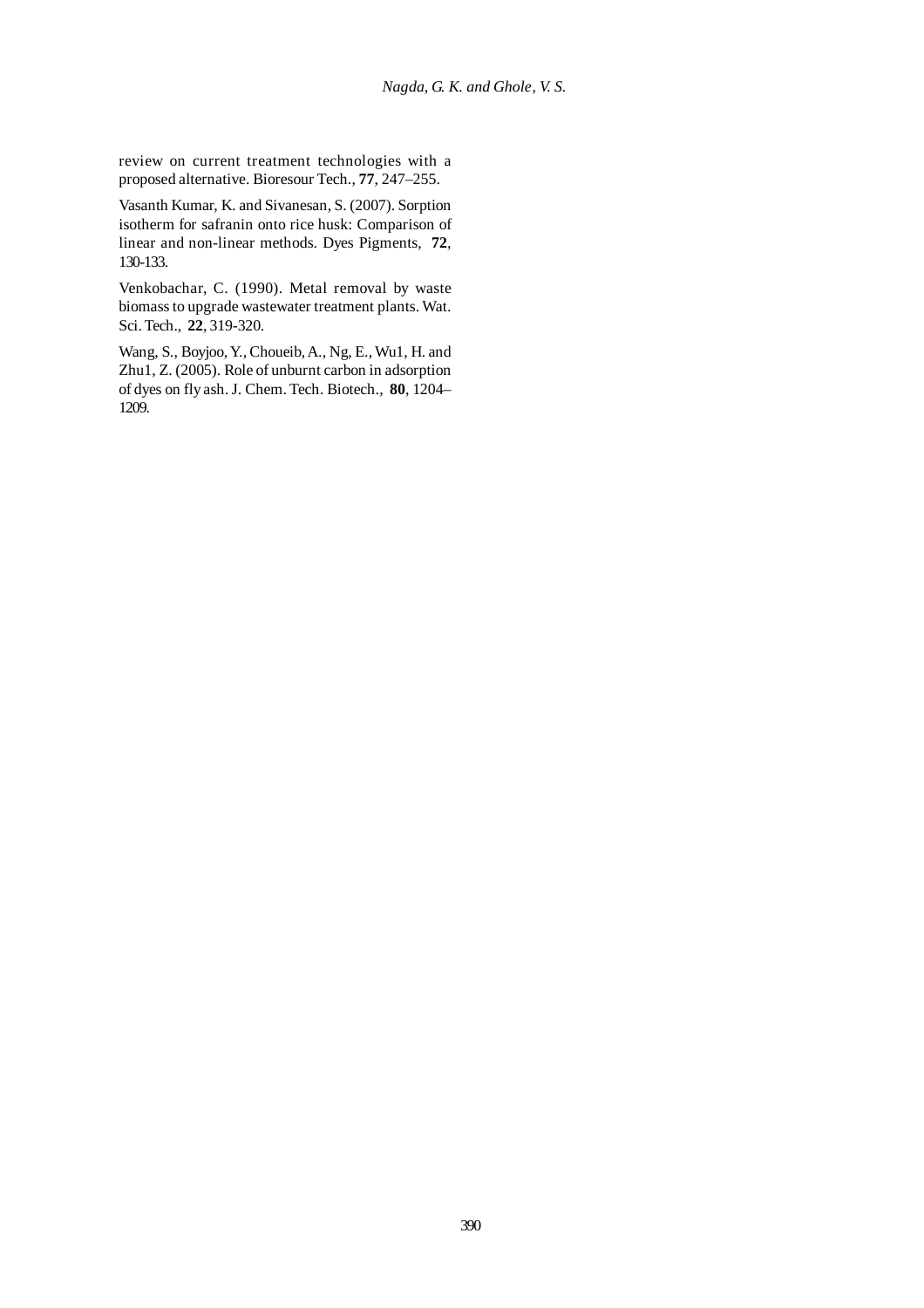review on current treatment technologies with a proposed alternative. Bioresour Tech., **77**, 247–255.

Vasanth Kumar, K. and Sivanesan, S. (2007). Sorption isotherm for safranin onto rice husk: Comparison of linear and non-linear methods. Dyes Pigments, **72**, 130-133.

Venkobachar, C. (1990). Metal removal by waste biomass to upgrade wastewater treatment plants. Wat. Sci. Tech., **22**, 319-320.

Wang, S., Boyjoo, Y., Choueib, A., Ng, E., Wu1, H. and Zhu1, Z. (2005). Role of unburnt carbon in adsorption of dyes on fly ash. J. Chem. Tech. Biotech., **80**, 1204–1209.